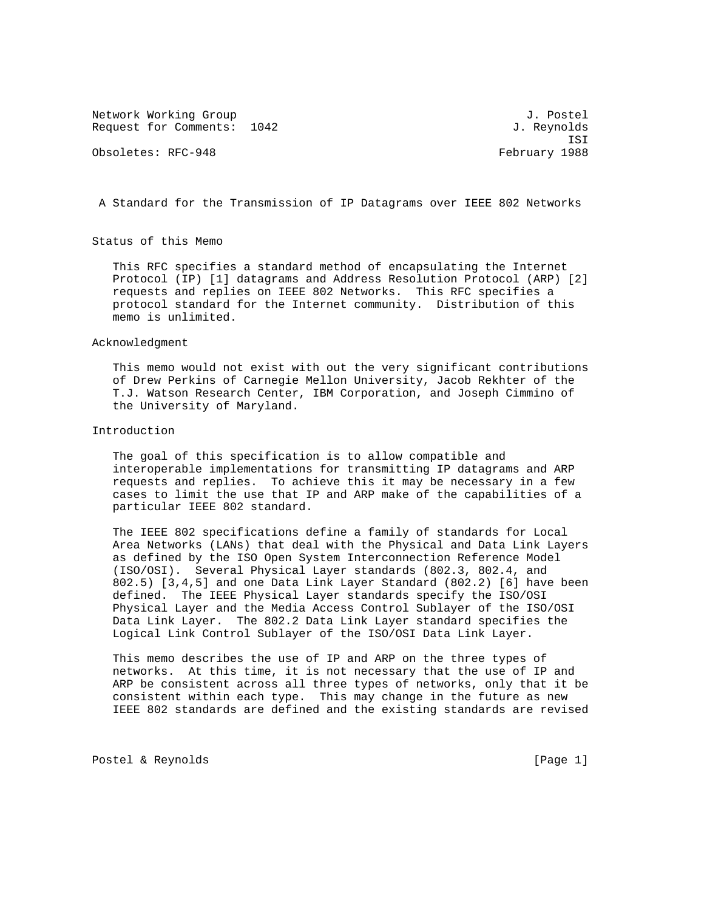Network Working Group J. Postel
Request for Comments: 1042 J. Reynolds
ISI
Obsoletes: RFC-948 February 1988

# A Standard for the Transmission of IP Datagrams over IEEE 802 Networks

## Status of this Memo

This RFC specifies a standard method of encapsulating the Internet Protocol (IP) [1] datagrams and Address Resolution Protocol (ARP) [2] requests and replies on IEEE 802 Networks. This RFC specifies a protocol standard for the Internet community. Distribution of this memo is unlimited.

## Acknowledgment

This memo would not exist with out the very significant contributions of Drew Perkins of Carnegie Mellon University, Jacob Rekhter of the T.J. Watson Research Center, IBM Corporation, and Joseph Cimmino of the University of Maryland.

## Introduction

The goal of this specification is to allow compatible and interoperable implementations for transmitting IP datagrams and ARP requests and replies. To achieve this it may be necessary in a few cases to limit the use that IP and ARP make of the capabilities of a particular IEEE 802 standard.

The IEEE 802 specifications define a family of standards for Local Area Networks (LANs) that deal with the Physical and Data Link Layers as defined by the ISO Open System Interconnection Reference Model (ISO/OSI). Several Physical Layer standards (802.3, 802.4, and 802.5) [3,4,5] and one Data Link Layer Standard (802.2) [6] have been defined. The IEEE Physical Layer standards specify the ISO/OSI Physical Layer and the Media Access Control Sublayer of the ISO/OSI Data Link Layer. The 802.2 Data Link Layer standard specifies the Logical Link Control Sublayer of the ISO/OSI Data Link Layer.

This memo describes the use of IP and ARP on the three types of networks. At this time, it is not necessary that the use of IP and ARP be consistent across all three types of networks, only that it be consistent within each type. This may change in the future as new IEEE 802 standards are defined and the existing standards are revised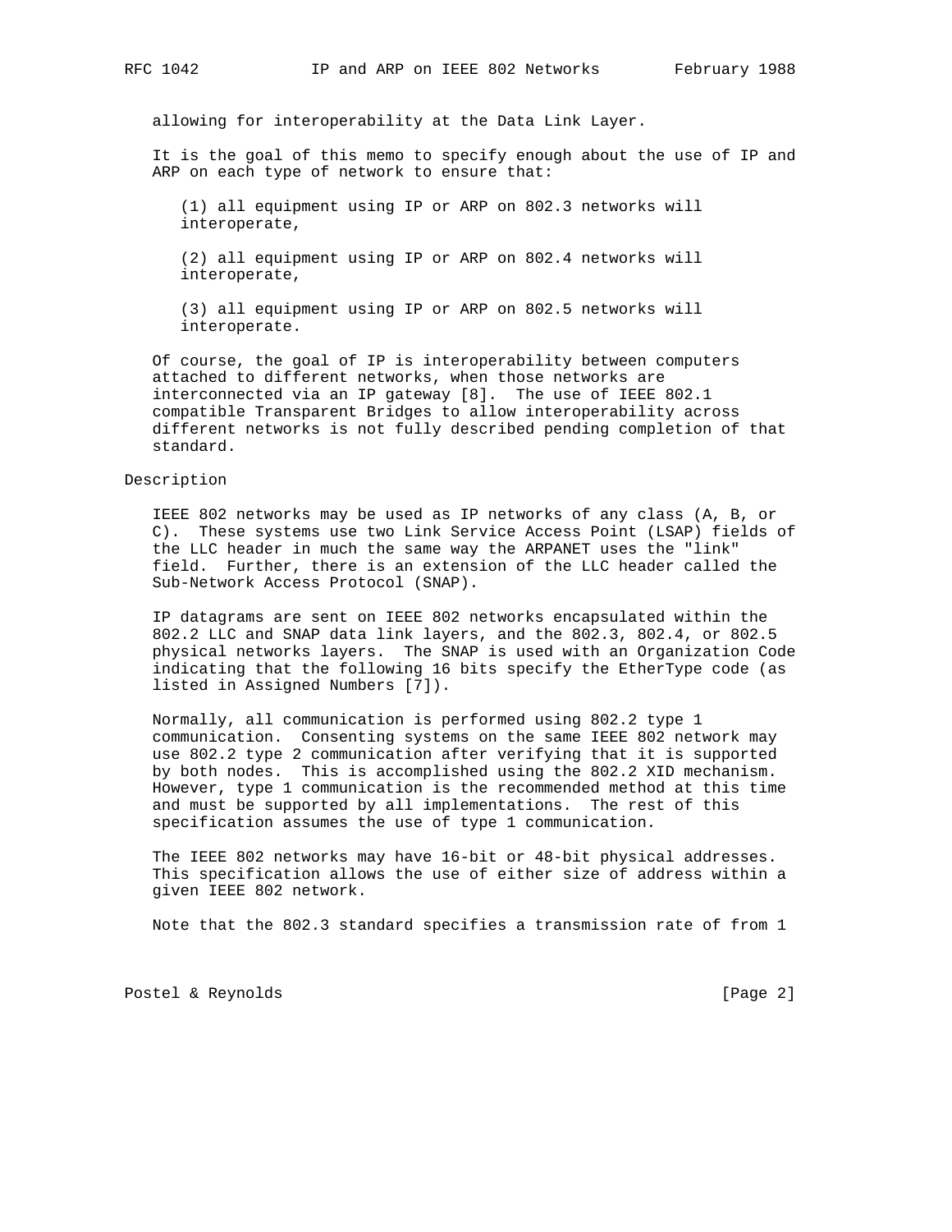allowing for interoperability at the Data Link Layer.

It is the goal of this memo to specify enough about the use of IP and ARP on each type of network to ensure that:

(1) all equipment using IP or ARP on 802.3 networks will interoperate,

(2) all equipment using IP or ARP on 802.4 networks will interoperate,

(3) all equipment using IP or ARP on 802.5 networks will interoperate.

Of course, the goal of IP is interoperability between computers attached to different networks, when those networks are interconnected via an IP gateway [8]. The use of IEEE 802.1 compatible Transparent Bridges to allow interoperability across different networks is not fully described pending completion of that standard.

## Description

IEEE 802 networks may be used as IP networks of any class (A, B, or C). These systems use two Link Service Access Point (LSAP) fields of the LLC header in much the same way the ARPANET uses the "link" field. Further, there is an extension of the LLC header called the Sub-Network Access Protocol (SNAP).

IP datagrams are sent on IEEE 802 networks encapsulated within the 802.2 LLC and SNAP data link layers, and the 802.3, 802.4, or 802.5 physical networks layers. The SNAP is used with an Organization Code indicating that the following 16 bits specify the EtherType code (as listed in Assigned Numbers [7]).

Normally, all communication is performed using 802.2 type 1 communication. Consenting systems on the same IEEE 802 network may use 802.2 type 2 communication after verifying that it is supported by both nodes. This is accomplished using the 802.2 XID mechanism. However, type 1 communication is the recommended method at this time and must be supported by all implementations. The rest of this specification assumes the use of type 1 communication.

The IEEE 802 networks may have 16-bit or 48-bit physical addresses. This specification allows the use of either size of address within a given IEEE 802 network.

Note that the 802.3 standard specifies a transmission rate of from 1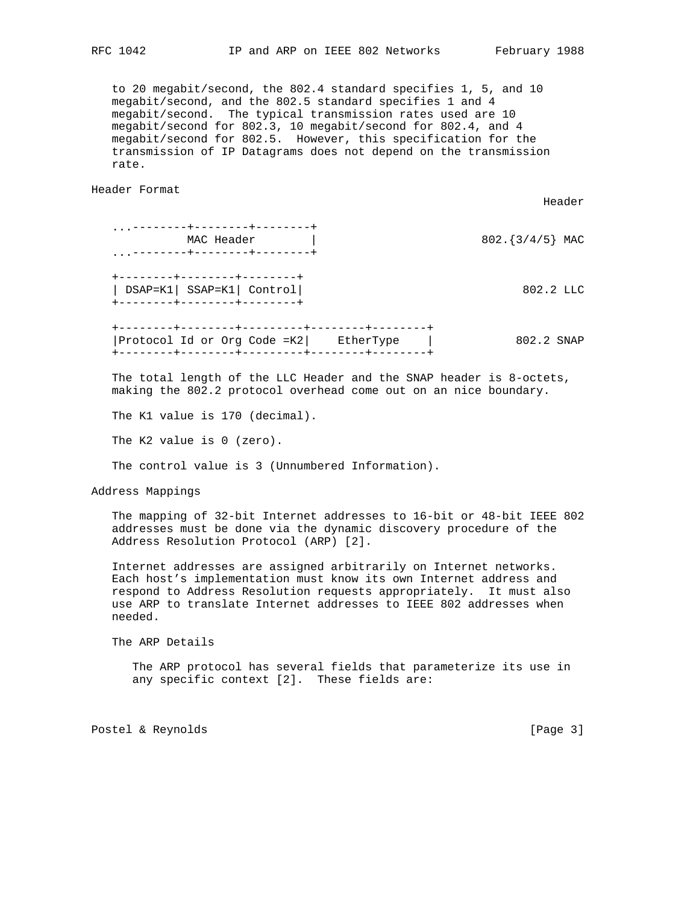to 20 megabit/second, the 802.4 standard specifies 1, 5, and 10 megabit/second, and the 802.5 standard specifies 1 and 4 megabit/second. The typical transmission rates used are 10 megabit/second for 802.3, 10 megabit/second for 802.4, and 4 megabit/second for 802.5. However, this specification for the transmission of IP Datagrams does not depend on the transmission rate.

## Header Format

```
                                                              Header

   ...--------+--------+--------+
          MAC Header            |                      802.{3/4/5} MAC
   ...--------+--------+--------+

   +--------+--------+--------+
   | DSAP=K1| SSAP=K1| Control|                              802.2 LLC
   +--------+--------+--------+

   +--------+--------+---------+--------+--------+
   |Protocol Id or Org Code =K2|    EtherType    |            802.2 SNAP
   +--------+--------+---------+--------+--------+
```

The total length of the LLC Header and the SNAP header is 8-octets, making the 802.2 protocol overhead come out on an nice boundary.

The K1 value is 170 (decimal).

The K2 value is 0 (zero).

The control value is 3 (Unnumbered Information).

## Address Mappings

The mapping of 32-bit Internet addresses to 16-bit or 48-bit IEEE 802 addresses must be done via the dynamic discovery procedure of the Address Resolution Protocol (ARP) [2].

Internet addresses are assigned arbitrarily on Internet networks. Each host's implementation must know its own Internet address and respond to Address Resolution requests appropriately. It must also use ARP to translate Internet addresses to IEEE 802 addresses when needed.

### The ARP Details

The ARP protocol has several fields that parameterize its use in any specific context [2]. These fields are: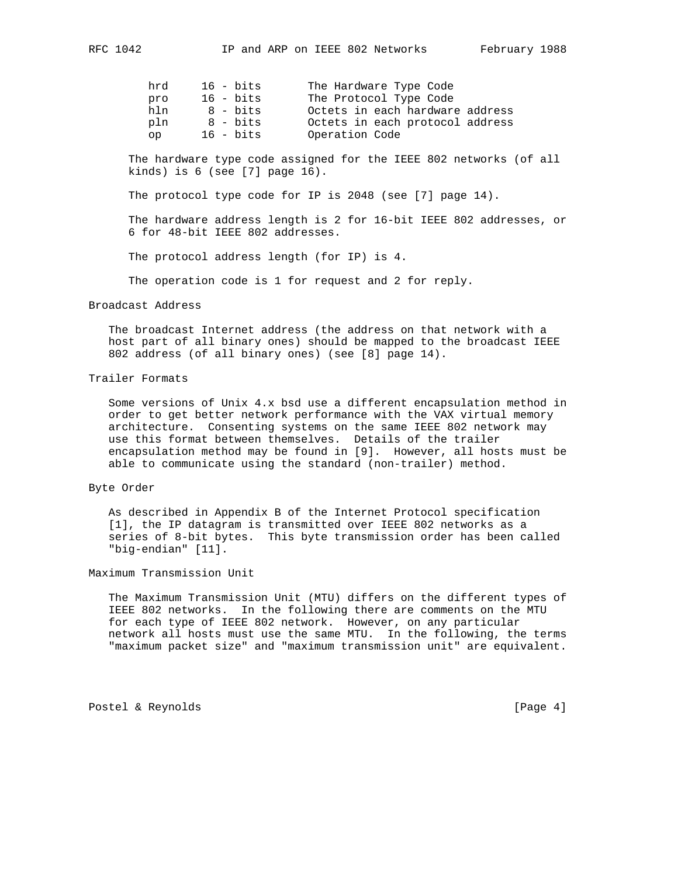```
hrd     16 - bits       The Hardware Type Code
pro     16 - bits       The Protocol Type Code
hln      8 - bits       Octets in each hardware address
pln      8 - bits       Octets in each protocol address
op      16 - bits       Operation Code
```

The hardware type code assigned for the IEEE 802 networks (of all kinds) is 6 (see [7] page 16).

The protocol type code for IP is 2048 (see [7] page 14).

The hardware address length is 2 for 16-bit IEEE 802 addresses, or 6 for 48-bit IEEE 802 addresses.

The protocol address length (for IP) is 4.

The operation code is 1 for request and 2 for reply.

## Broadcast Address

The broadcast Internet address (the address on that network with a host part of all binary ones) should be mapped to the broadcast IEEE 802 address (of all binary ones) (see [8] page 14).

## Trailer Formats

Some versions of Unix 4.x bsd use a different encapsulation method in order to get better network performance with the VAX virtual memory architecture. Consenting systems on the same IEEE 802 network may use this format between themselves. Details of the trailer encapsulation method may be found in [9]. However, all hosts must be able to communicate using the standard (non-trailer) method.

## Byte Order

As described in Appendix B of the Internet Protocol specification [1], the IP datagram is transmitted over IEEE 802 networks as a series of 8-bit bytes. This byte transmission order has been called "big-endian" [11].

## Maximum Transmission Unit

The Maximum Transmission Unit (MTU) differs on the different types of IEEE 802 networks. In the following there are comments on the MTU for each type of IEEE 802 network. However, on any particular network all hosts must use the same MTU. In the following, the terms "maximum packet size" and "maximum transmission unit" are equivalent.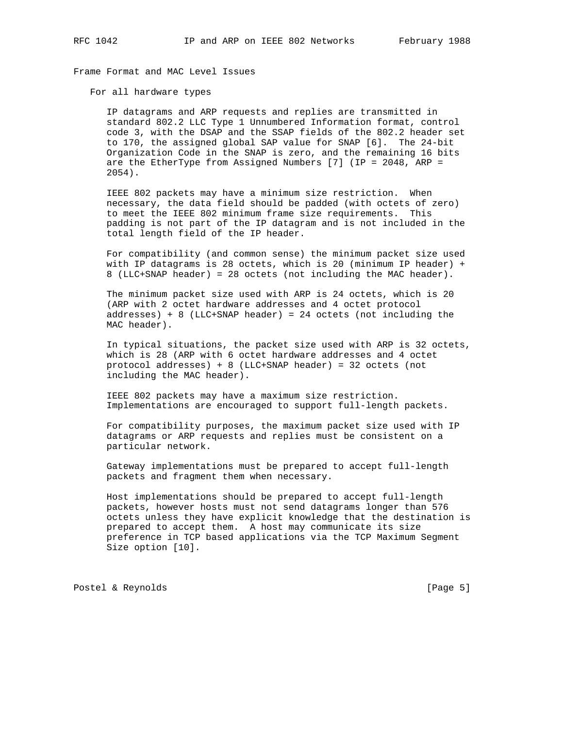## Frame Format and MAC Level Issues

### For all hardware types

IP datagrams and ARP requests and replies are transmitted in standard 802.2 LLC Type 1 Unnumbered Information format, control code 3, with the DSAP and the SSAP fields of the 802.2 header set to 170, the assigned global SAP value for SNAP [6]. The 24-bit Organization Code in the SNAP is zero, and the remaining 16 bits are the EtherType from Assigned Numbers [7] (IP = 2048, ARP = 2054).

IEEE 802 packets may have a minimum size restriction. When necessary, the data field should be padded (with octets of zero) to meet the IEEE 802 minimum frame size requirements. This padding is not part of the IP datagram and is not included in the total length field of the IP header.

For compatibility (and common sense) the minimum packet size used with IP datagrams is 28 octets, which is 20 (minimum IP header) + 8 (LLC+SNAP header) = 28 octets (not including the MAC header).

The minimum packet size used with ARP is 24 octets, which is 20 (ARP with 2 octet hardware addresses and 4 octet protocol addresses) + 8 (LLC+SNAP header) = 24 octets (not including the MAC header).

In typical situations, the packet size used with ARP is 32 octets, which is 28 (ARP with 6 octet hardware addresses and 4 octet protocol addresses) + 8 (LLC+SNAP header) = 32 octets (not including the MAC header).

IEEE 802 packets may have a maximum size restriction. Implementations are encouraged to support full-length packets.

For compatibility purposes, the maximum packet size used with IP datagrams or ARP requests and replies must be consistent on a particular network.

Gateway implementations must be prepared to accept full-length packets and fragment them when necessary.

Host implementations should be prepared to accept full-length packets, however hosts must not send datagrams longer than 576 octets unless they have explicit knowledge that the destination is prepared to accept them. A host may communicate its size preference in TCP based applications via the TCP Maximum Segment Size option [10].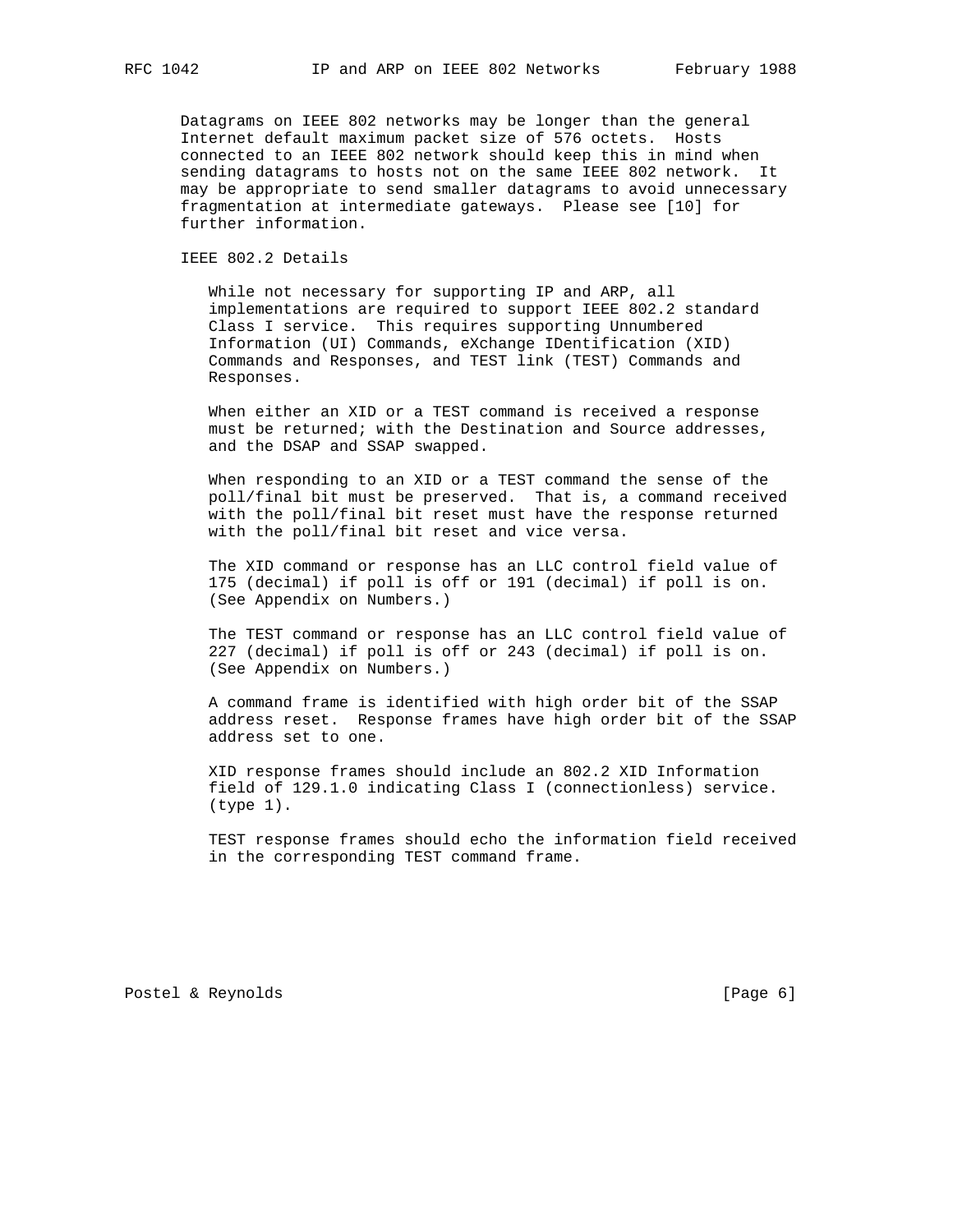Datagrams on IEEE 802 networks may be longer than the general Internet default maximum packet size of 576 octets. Hosts connected to an IEEE 802 network should keep this in mind when sending datagrams to hosts not on the same IEEE 802 network. It may be appropriate to send smaller datagrams to avoid unnecessary fragmentation at intermediate gateways. Please see [10] for further information.

## IEEE 802.2 Details

While not necessary for supporting IP and ARP, all implementations are required to support IEEE 802.2 standard Class I service. This requires supporting Unnumbered Information (UI) Commands, eXchange IDentification (XID) Commands and Responses, and TEST link (TEST) Commands and Responses.

When either an XID or a TEST command is received a response must be returned; with the Destination and Source addresses, and the DSAP and SSAP swapped.

When responding to an XID or a TEST command the sense of the poll/final bit must be preserved. That is, a command received with the poll/final bit reset must have the response returned with the poll/final bit reset and vice versa.

The XID command or response has an LLC control field value of 175 (decimal) if poll is off or 191 (decimal) if poll is on. (See Appendix on Numbers.)

The TEST command or response has an LLC control field value of 227 (decimal) if poll is off or 243 (decimal) if poll is on. (See Appendix on Numbers.)

A command frame is identified with high order bit of the SSAP address reset. Response frames have high order bit of the SSAP address set to one.

XID response frames should include an 802.2 XID Information field of 129.1.0 indicating Class I (connectionless) service. (type 1).

TEST response frames should echo the information field received in the corresponding TEST command frame.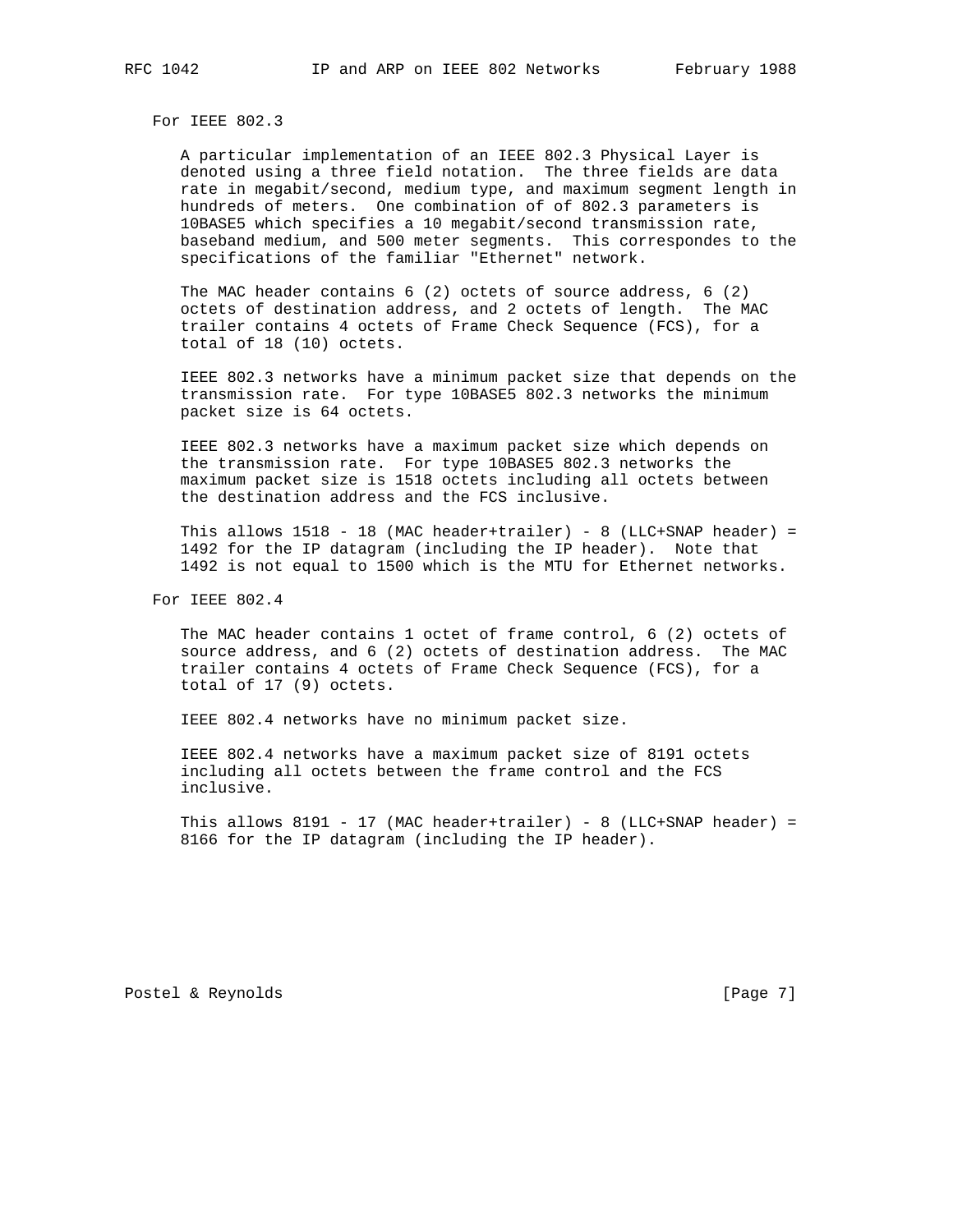For IEEE 802.3

A particular implementation of an IEEE 802.3 Physical Layer is denoted using a three field notation. The three fields are data rate in megabit/second, medium type, and maximum segment length in hundreds of meters. One combination of of 802.3 parameters is 10BASE5 which specifies a 10 megabit/second transmission rate, baseband medium, and 500 meter segments. This correspondes to the specifications of the familiar "Ethernet" network.

The MAC header contains 6 (2) octets of source address, 6 (2) octets of destination address, and 2 octets of length. The MAC trailer contains 4 octets of Frame Check Sequence (FCS), for a total of 18 (10) octets.

IEEE 802.3 networks have a minimum packet size that depends on the transmission rate. For type 10BASE5 802.3 networks the minimum packet size is 64 octets.

IEEE 802.3 networks have a maximum packet size which depends on the transmission rate. For type 10BASE5 802.3 networks the maximum packet size is 1518 octets including all octets between the destination address and the FCS inclusive.

This allows 1518 - 18 (MAC header+trailer) - 8 (LLC+SNAP header) = 1492 for the IP datagram (including the IP header). Note that 1492 is not equal to 1500 which is the MTU for Ethernet networks.

For IEEE 802.4

The MAC header contains 1 octet of frame control, 6 (2) octets of source address, and 6 (2) octets of destination address. The MAC trailer contains 4 octets of Frame Check Sequence (FCS), for a total of 17 (9) octets.

IEEE 802.4 networks have no minimum packet size.

IEEE 802.4 networks have a maximum packet size of 8191 octets including all octets between the frame control and the FCS inclusive.

This allows 8191 - 17 (MAC header+trailer) - 8 (LLC+SNAP header) = 8166 for the IP datagram (including the IP header).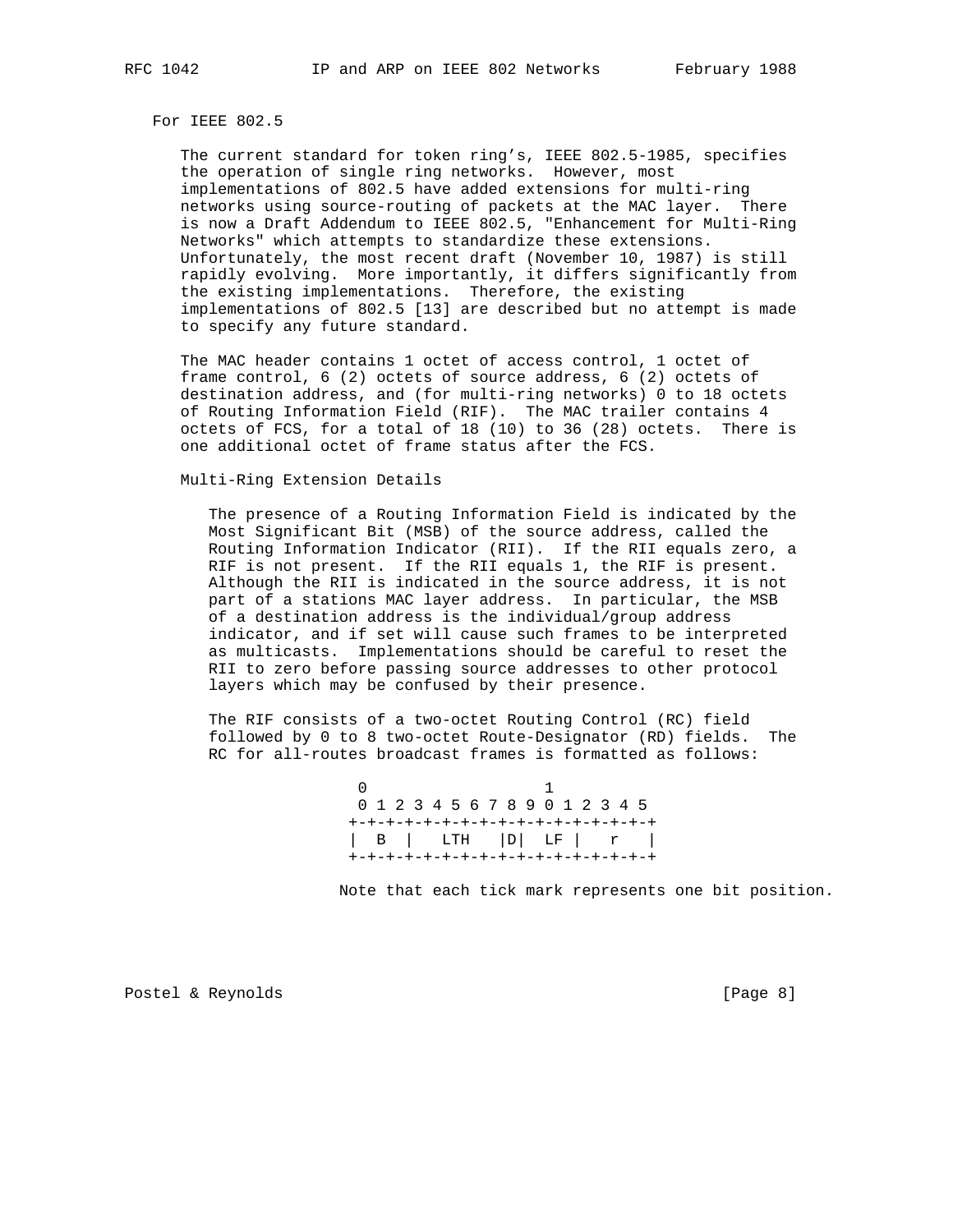For IEEE 802.5

The current standard for token ring’s, IEEE 802.5-1985, specifies the operation of single ring networks. However, most implementations of 802.5 have added extensions for multi-ring networks using source-routing of packets at the MAC layer. There is now a Draft Addendum to IEEE 802.5, "Enhancement for Multi-Ring Networks" which attempts to standardize these extensions. Unfortunately, the most recent draft (November 10, 1987) is still rapidly evolving. More importantly, it differs significantly from the existing implementations. Therefore, the existing implementations of 802.5 [13] are described but no attempt is made to specify any future standard.

The MAC header contains 1 octet of access control, 1 octet of frame control, 6 (2) octets of source address, 6 (2) octets of destination address, and (for multi-ring networks) 0 to 18 octets of Routing Information Field (RIF). The MAC trailer contains 4 octets of FCS, for a total of 18 (10) to 36 (28) octets. There is one additional octet of frame status after the FCS.

Multi-Ring Extension Details

The presence of a Routing Information Field is indicated by the Most Significant Bit (MSB) of the source address, called the Routing Information Indicator (RII). If the RII equals zero, a RIF is not present. If the RII equals 1, the RIF is present. Although the RII is indicated in the source address, it is not part of a stations MAC layer address. In particular, the MSB of a destination address is the individual/group address indicator, and if set will cause such frames to be interpreted as multicasts. Implementations should be careful to reset the RII to zero before passing source addresses to other protocol layers which may be confused by their presence.

The RIF consists of a two-octet Routing Control (RC) field followed by 0 to 8 two-octet Route-Designator (RD) fields. The RC for all-routes broadcast frames is formatted as follows:

```
 0                   1
 0 1 2 3 4 5 6 7 8 9 0 1 2 3 4 5
+-+-+-+-+-+-+-+-+-+-+-+-+-+-+-+-+
|  B  |   LTH   |D|  LF |   r   |
+-+-+-+-+-+-+-+-+-+-+-+-+-+-+-+-+
```

Note that each tick mark represents one bit position.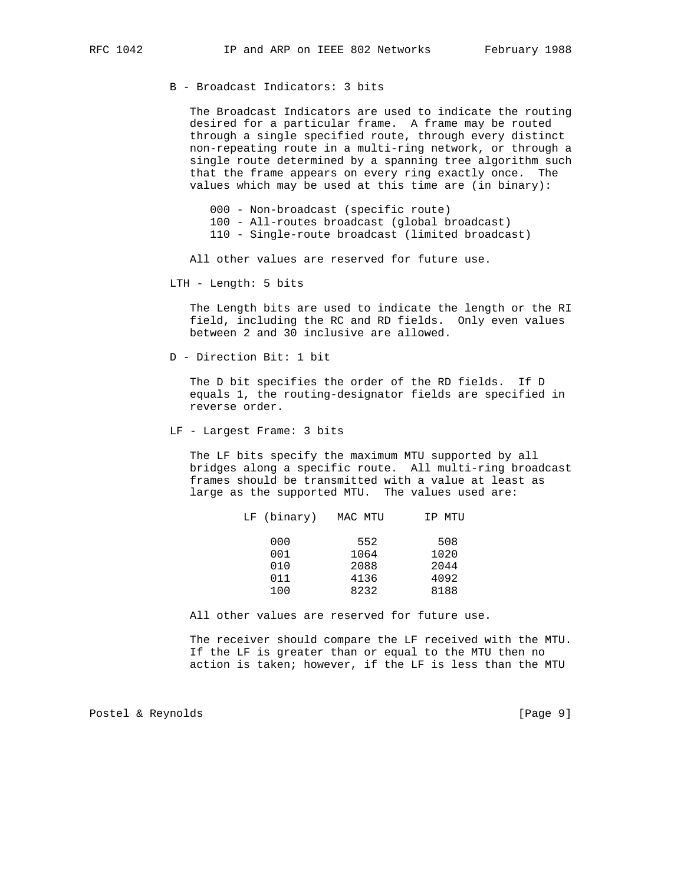B - Broadcast Indicators: 3 bits

The Broadcast Indicators are used to indicate the routing desired for a particular frame. A frame may be routed through a single specified route, through every distinct non-repeating route in a multi-ring network, or through a single route determined by a spanning tree algorithm such that the frame appears on every ring exactly once. The values which may be used at this time are (in binary):

- 000 - Non-broadcast (specific route)
- 100 - All-routes broadcast (global broadcast)
- 110 - Single-route broadcast (limited broadcast)

All other values are reserved for future use.

LTH - Length: 5 bits

The Length bits are used to indicate the length or the RI field, including the RC and RD fields. Only even values between 2 and 30 inclusive are allowed.

D - Direction Bit: 1 bit

The D bit specifies the order of the RD fields. If D equals 1, the routing-designator fields are specified in reverse order.

LF - Largest Frame: 3 bits

The LF bits specify the maximum MTU supported by all bridges along a specific route. All multi-ring broadcast frames should be transmitted with a value at least as large as the supported MTU. The values used are:

| LF (binary) | MAC MTU | IP MTU |
|---|---|---|
| 000 | 552 | 508 |
| 001 | 1064 | 1020 |
| 010 | 2088 | 2044 |
| 011 | 4136 | 4092 |
| 100 | 8232 | 8188 |

All other values are reserved for future use.

The receiver should compare the LF received with the MTU. If the LF is greater than or equal to the MTU then no action is taken; however, if the LF is less than the MTU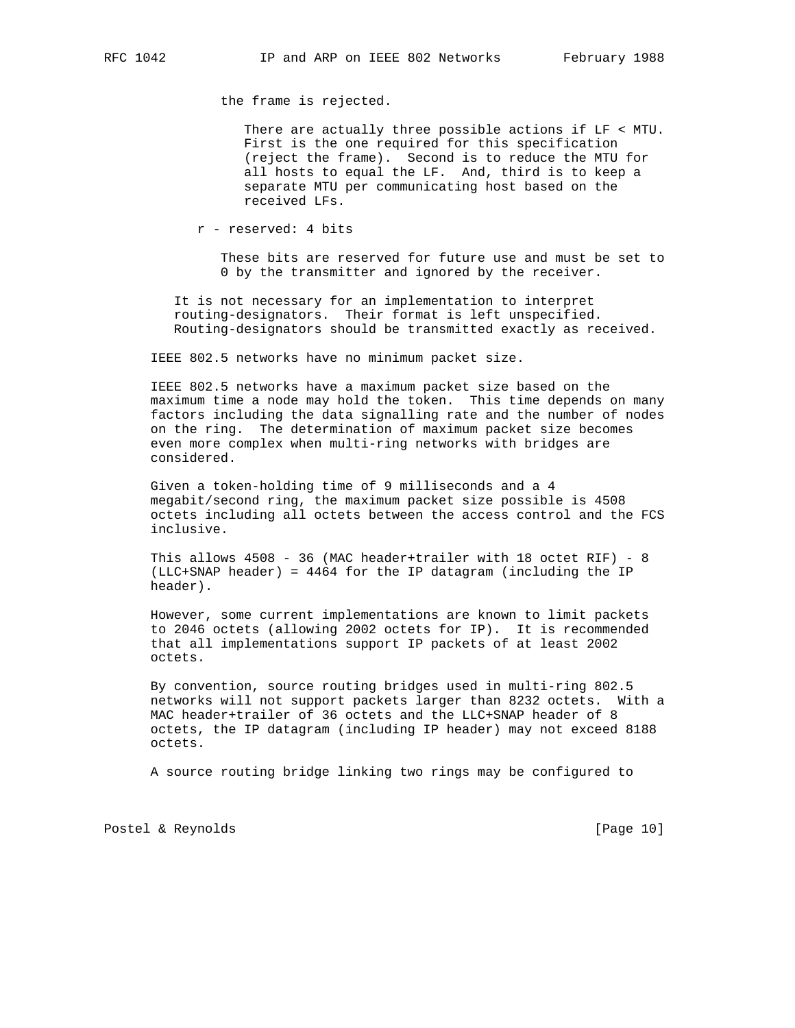the frame is rejected.

There are actually three possible actions if LF < MTU. First is the one required for this specification (reject the frame). Second is to reduce the MTU for all hosts to equal the LF. And, third is to keep a separate MTU per communicating host based on the received LFs.

r - reserved: 4 bits

These bits are reserved for future use and must be set to 0 by the transmitter and ignored by the receiver.

It is not necessary for an implementation to interpret routing-designators. Their format is left unspecified. Routing-designators should be transmitted exactly as received.

IEEE 802.5 networks have no minimum packet size.

IEEE 802.5 networks have a maximum packet size based on the maximum time a node may hold the token. This time depends on many factors including the data signalling rate and the number of nodes on the ring. The determination of maximum packet size becomes even more complex when multi-ring networks with bridges are considered.

Given a token-holding time of 9 milliseconds and a 4 megabit/second ring, the maximum packet size possible is 4508 octets including all octets between the access control and the FCS inclusive.

This allows 4508 - 36 (MAC header+trailer with 18 octet RIF) - 8 (LLC+SNAP header) = 4464 for the IP datagram (including the IP header).

However, some current implementations are known to limit packets to 2046 octets (allowing 2002 octets for IP). It is recommended that all implementations support IP packets of at least 2002 octets.

By convention, source routing bridges used in multi-ring 802.5 networks will not support packets larger than 8232 octets. With a MAC header+trailer of 36 octets and the LLC+SNAP header of 8 octets, the IP datagram (including IP header) may not exceed 8188 octets.

A source routing bridge linking two rings may be configured to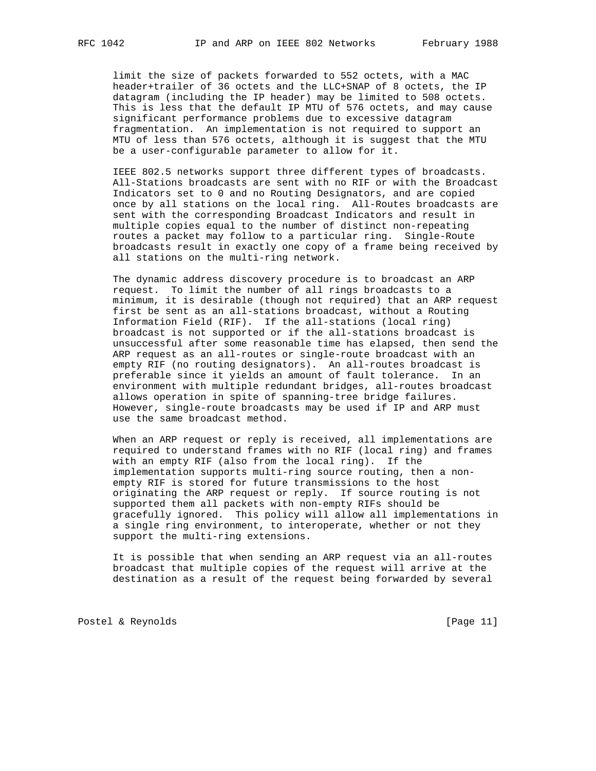limit the size of packets forwarded to 552 octets, with a MAC header+trailer of 36 octets and the LLC+SNAP of 8 octets, the IP datagram (including the IP header) may be limited to 508 octets. This is less that the default IP MTU of 576 octets, and may cause significant performance problems due to excessive datagram fragmentation. An implementation is not required to support an MTU of less than 576 octets, although it is suggest that the MTU be a user-configurable parameter to allow for it.

IEEE 802.5 networks support three different types of broadcasts. All-Stations broadcasts are sent with no RIF or with the Broadcast Indicators set to 0 and no Routing Designators, and are copied once by all stations on the local ring. All-Routes broadcasts are sent with the corresponding Broadcast Indicators and result in multiple copies equal to the number of distinct non-repeating routes a packet may follow to a particular ring. Single-Route broadcasts result in exactly one copy of a frame being received by all stations on the multi-ring network.

The dynamic address discovery procedure is to broadcast an ARP request. To limit the number of all rings broadcasts to a minimum, it is desirable (though not required) that an ARP request first be sent as an all-stations broadcast, without a Routing Information Field (RIF). If the all-stations (local ring) broadcast is not supported or if the all-stations broadcast is unsuccessful after some reasonable time has elapsed, then send the ARP request as an all-routes or single-route broadcast with an empty RIF (no routing designators). An all-routes broadcast is preferable since it yields an amount of fault tolerance. In an environment with multiple redundant bridges, all-routes broadcast allows operation in spite of spanning-tree bridge failures. However, single-route broadcasts may be used if IP and ARP must use the same broadcast method.

When an ARP request or reply is received, all implementations are required to understand frames with no RIF (local ring) and frames with an empty RIF (also from the local ring). If the implementation supports multi-ring source routing, then a non-empty RIF is stored for future transmissions to the host originating the ARP request or reply. If source routing is not supported them all packets with non-empty RIFs should be gracefully ignored. This policy will allow all implementations in a single ring environment, to interoperate, whether or not they support the multi-ring extensions.

It is possible that when sending an ARP request via an all-routes broadcast that multiple copies of the request will arrive at the destination as a result of the request being forwarded by several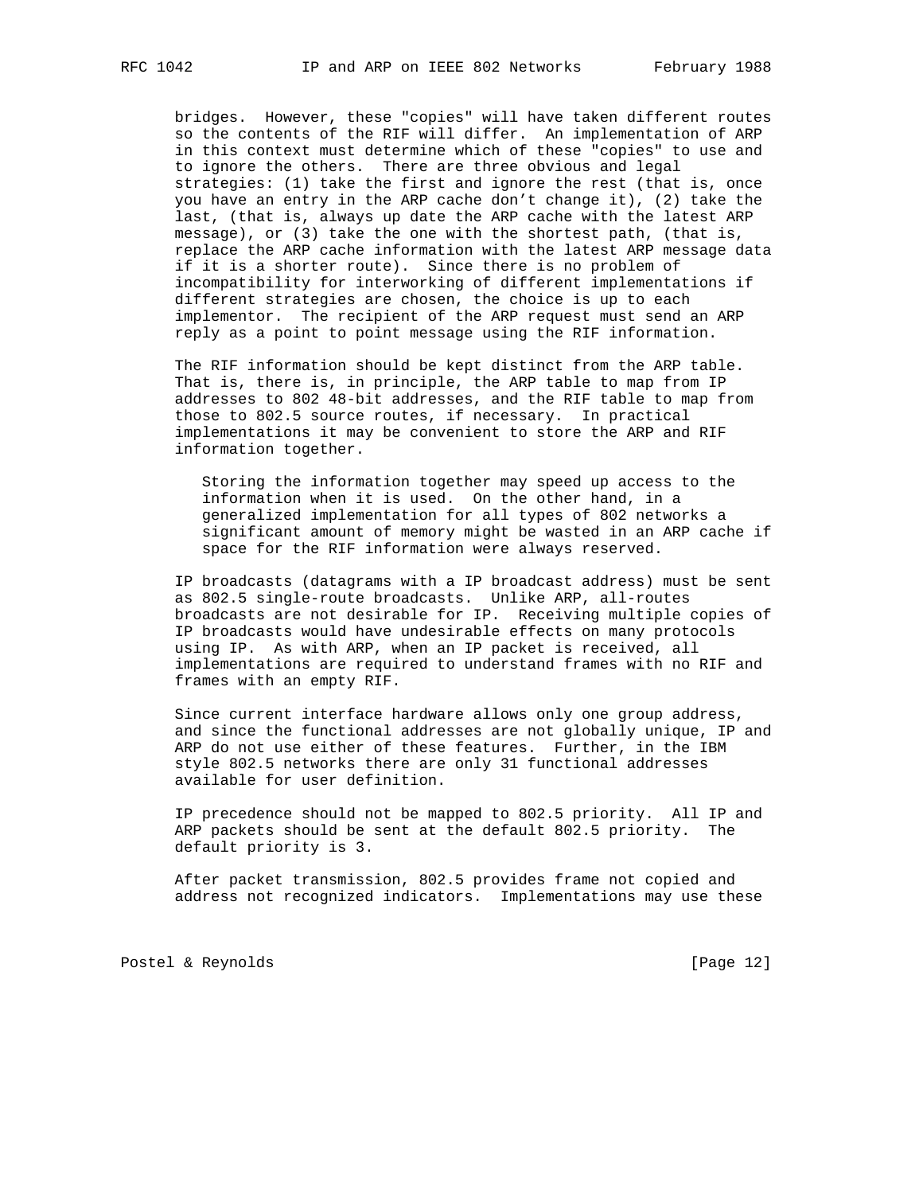bridges. However, these "copies" will have taken different routes so the contents of the RIF will differ. An implementation of ARP in this context must determine which of these "copies" to use and to ignore the others. There are three obvious and legal strategies: (1) take the first and ignore the rest (that is, once you have an entry in the ARP cache don't change it), (2) take the last, (that is, always up date the ARP cache with the latest ARP message), or (3) take the one with the shortest path, (that is, replace the ARP cache information with the latest ARP message data if it is a shorter route). Since there is no problem of incompatibility for interworking of different implementations if different strategies are chosen, the choice is up to each implementor. The recipient of the ARP request must send an ARP reply as a point to point message using the RIF information.

The RIF information should be kept distinct from the ARP table. That is, there is, in principle, the ARP table to map from IP addresses to 802 48-bit addresses, and the RIF table to map from those to 802.5 source routes, if necessary. In practical implementations it may be convenient to store the ARP and RIF information together.

> Storing the information together may speed up access to the information when it is used. On the other hand, in a generalized implementation for all types of 802 networks a significant amount of memory might be wasted in an ARP cache if space for the RIF information were always reserved.

IP broadcasts (datagrams with a IP broadcast address) must be sent as 802.5 single-route broadcasts. Unlike ARP, all-routes broadcasts are not desirable for IP. Receiving multiple copies of IP broadcasts would have undesirable effects on many protocols using IP. As with ARP, when an IP packet is received, all implementations are required to understand frames with no RIF and frames with an empty RIF.

Since current interface hardware allows only one group address, and since the functional addresses are not globally unique, IP and ARP do not use either of these features. Further, in the IBM style 802.5 networks there are only 31 functional addresses available for user definition.

IP precedence should not be mapped to 802.5 priority. All IP and ARP packets should be sent at the default 802.5 priority. The default priority is 3.

After packet transmission, 802.5 provides frame not copied and address not recognized indicators. Implementations may use these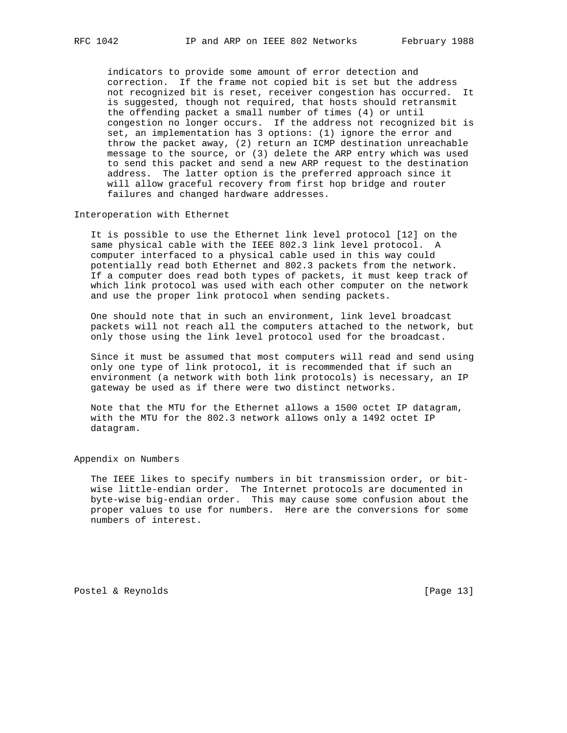indicators to provide some amount of error detection and correction. If the frame not copied bit is set but the address not recognized bit is reset, receiver congestion has occurred. It is suggested, though not required, that hosts should retransmit the offending packet a small number of times (4) or until congestion no longer occurs. If the address not recognized bit is set, an implementation has 3 options: (1) ignore the error and throw the packet away, (2) return an ICMP destination unreachable message to the source, or (3) delete the ARP entry which was used to send this packet and send a new ARP request to the destination address. The latter option is the preferred approach since it will allow graceful recovery from first hop bridge and router failures and changed hardware addresses.

## Interoperation with Ethernet

It is possible to use the Ethernet link level protocol [12] on the same physical cable with the IEEE 802.3 link level protocol. A computer interfaced to a physical cable used in this way could potentially read both Ethernet and 802.3 packets from the network. If a computer does read both types of packets, it must keep track of which link protocol was used with each other computer on the network and use the proper link protocol when sending packets.

One should note that in such an environment, link level broadcast packets will not reach all the computers attached to the network, but only those using the link level protocol used for the broadcast.

Since it must be assumed that most computers will read and send using only one type of link protocol, it is recommended that if such an environment (a network with both link protocols) is necessary, an IP gateway be used as if there were two distinct networks.

Note that the MTU for the Ethernet allows a 1500 octet IP datagram, with the MTU for the 802.3 network allows only a 1492 octet IP datagram.

## Appendix on Numbers

The IEEE likes to specify numbers in bit transmission order, or bit-wise little-endian order. The Internet protocols are documented in byte-wise big-endian order. This may cause some confusion about the proper values to use for numbers. Here are the conversions for some numbers of interest.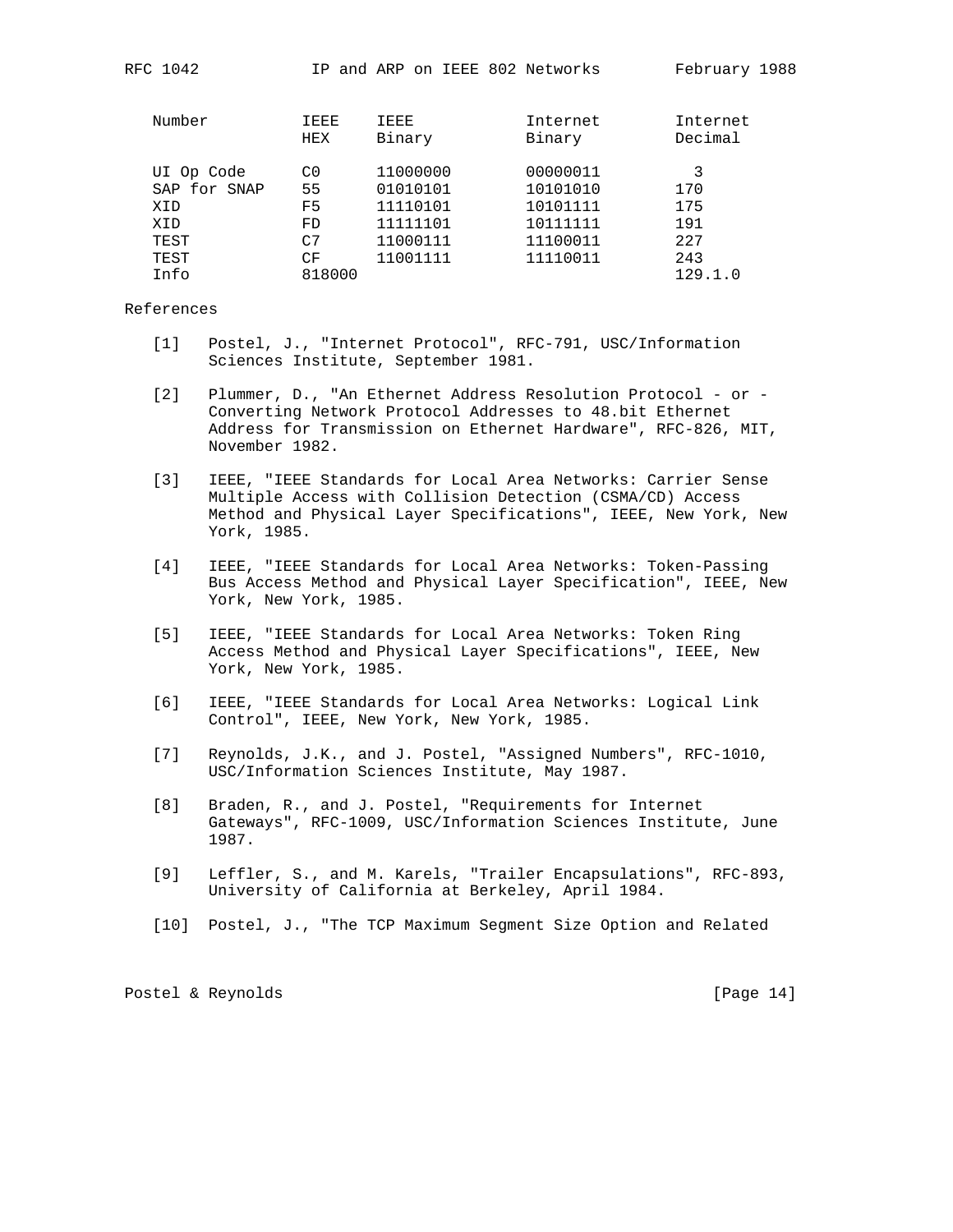| Number | IEEE HEX | IEEE Binary | Internet Binary | Internet Decimal |
|---|---|---|---|---|
| UI Op Code | C0 | 11000000 | 00000011 | 3 |
| SAP for SNAP | 55 | 01010101 | 10101010 | 170 |
| XID | F5 | 11110101 | 10101111 | 175 |
| XID | FD | 11111101 | 10111111 | 191 |
| TEST | C7 | 11000111 | 11100011 | 227 |
| TEST | CF | 11001111 | 11110011 | 243 |
| Info | 818000 | | | 129.1.0 |

References

[1] Postel, J., "Internet Protocol", RFC-791, USC/Information Sciences Institute, September 1981.

[2] Plummer, D., "An Ethernet Address Resolution Protocol - or - Converting Network Protocol Addresses to 48.bit Ethernet Address for Transmission on Ethernet Hardware", RFC-826, MIT, November 1982.

[3] IEEE, "IEEE Standards for Local Area Networks: Carrier Sense Multiple Access with Collision Detection (CSMA/CD) Access Method and Physical Layer Specifications", IEEE, New York, New York, 1985.

[4] IEEE, "IEEE Standards for Local Area Networks: Token-Passing Bus Access Method and Physical Layer Specification", IEEE, New York, New York, 1985.

[5] IEEE, "IEEE Standards for Local Area Networks: Token Ring Access Method and Physical Layer Specifications", IEEE, New York, New York, 1985.

[6] IEEE, "IEEE Standards for Local Area Networks: Logical Link Control", IEEE, New York, New York, 1985.

[7] Reynolds, J.K., and J. Postel, "Assigned Numbers", RFC-1010, USC/Information Sciences Institute, May 1987.

[8] Braden, R., and J. Postel, "Requirements for Internet Gateways", RFC-1009, USC/Information Sciences Institute, June 1987.

[9] Leffler, S., and M. Karels, "Trailer Encapsulations", RFC-893, University of California at Berkeley, April 1984.

[10] Postel, J., "The TCP Maximum Segment Size Option and Related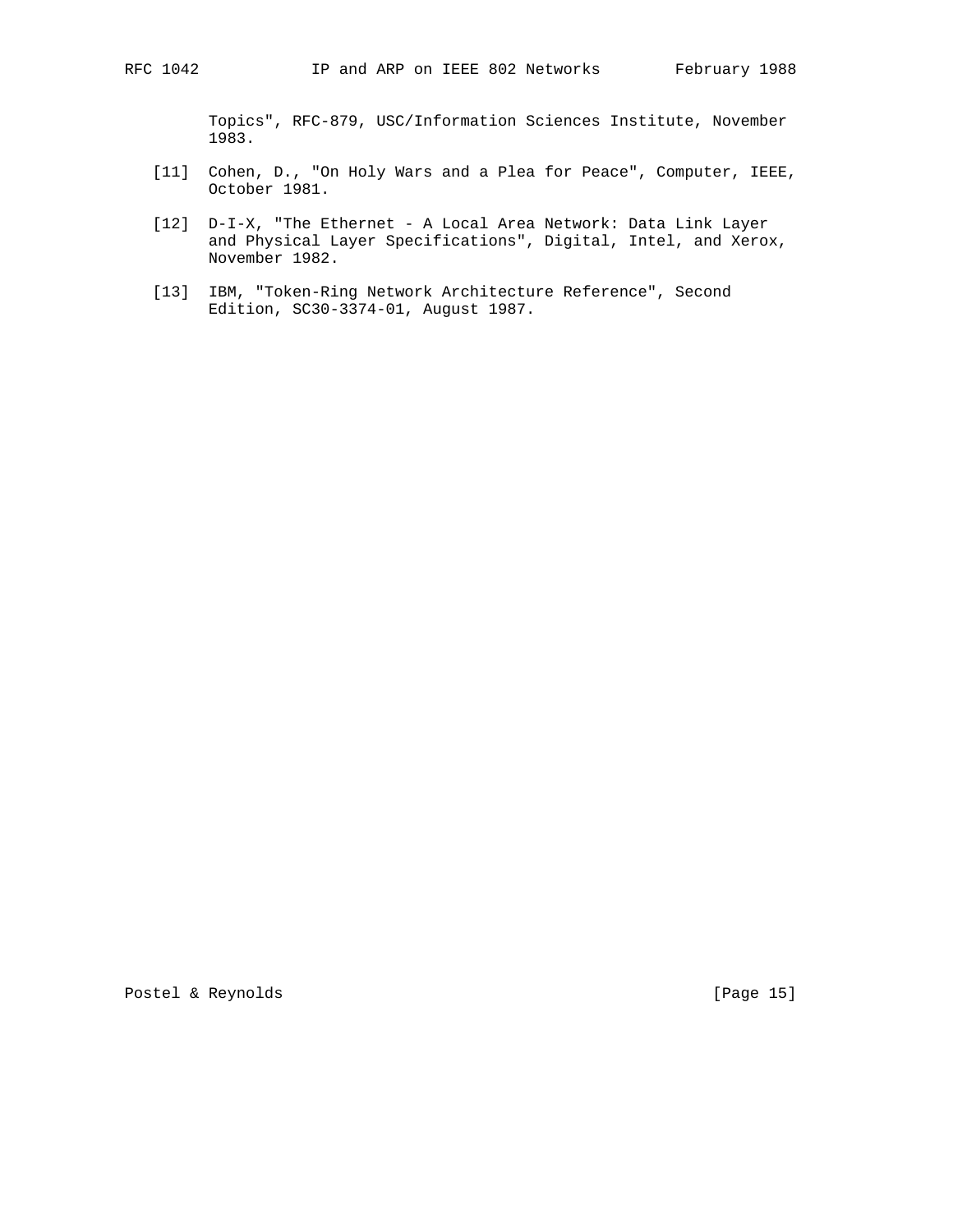Topics", RFC-879, USC/Information Sciences Institute, November 1983.

[11] Cohen, D., "On Holy Wars and a Plea for Peace", Computer, IEEE, October 1981.

[12] D-I-X, "The Ethernet - A Local Area Network: Data Link Layer and Physical Layer Specifications", Digital, Intel, and Xerox, November 1982.

[13] IBM, "Token-Ring Network Architecture Reference", Second Edition, SC30-3374-01, August 1987.